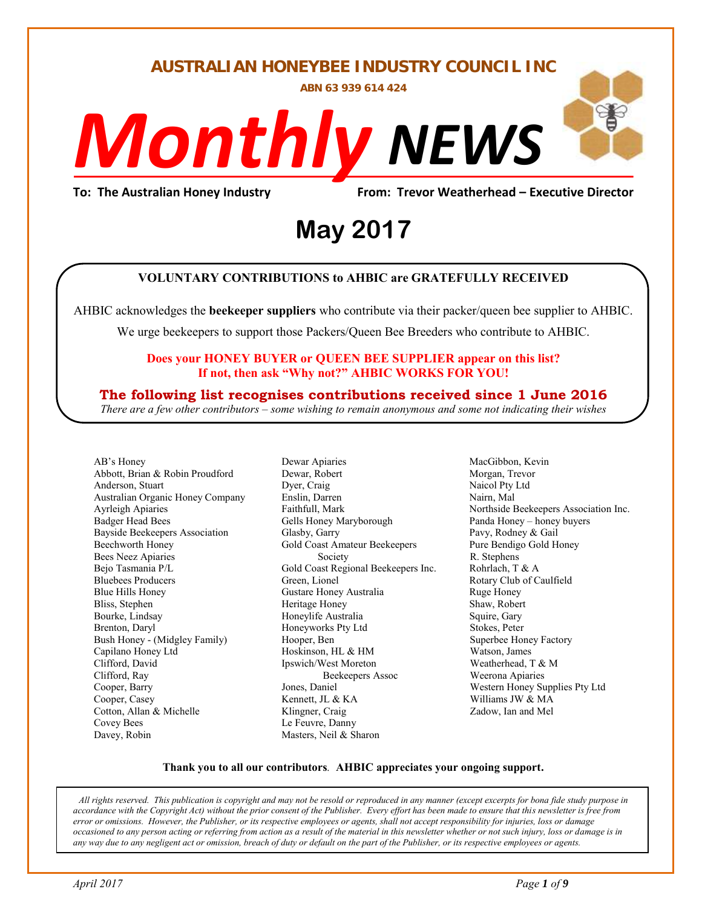# AUSTRALIAN HONEYBEE INDUSTRY COUNCIL INC

**ABN 63 939 614 424**

# *Monthly* NEWS

**To: The Australian Honey Industry** **From: Trevor Weatherhead – Executive Director**

## May 2017

**VOLUNTARY CONTRIBUTIONS to AHBIC are GRATEFULLY RECEIVED**

AHBIC acknowledges the **beekeeper suppliers** who contribute via their packer/queen bee supplier to AHBIC.

We urge beekeepers to support those Packers/Queen Bee Breeders who contribute to AHBIC.

**Does your HONEY BUYER or QUEEN BEE SUPPLIER appear on this list?**
**If not, then ask "Why not?" AHBIC WORKS FOR YOU!**

**The following list recognises contributions received since 1 June 2016**

*There are a few other contributors – some wishing to remain anonymous and some not indicating their wishes*

AB's Honey
Abbott, Brian & Robin Proudford
Anderson, Stuart
Australian Organic Honey Company
Ayrleigh Apiaries
Badger Head Bees
Bayside Beekeepers Association
Beechworth Honey
Bees Neez Apiaries
Bejo Tasmania P/L
Bluebees Producers
Blue Hills Honey
Bliss, Stephen
Bourke, Lindsay
Brenton, Daryl
Bush Honey - (Midgley Family)
Capilano Honey Ltd
Clifford, David
Clifford, Ray
Cooper, Barry
Cooper, Casey
Cotton, Allan & Michelle
Covey Bees
Davey, Robin
Dewar Apiaries
Dewar, Robert
Dyer, Craig
Enslin, Darren
Faithfull, Mark
Gells Honey Maryborough
Glasby, Garry
Gold Coast Amateur Beekeepers Society
Gold Coast Regional Beekeepers Inc.
Green, Lionel
Gustare Honey Australia
Heritage Honey
Honeylife Australia
Honeyworks Pty Ltd
Hooper, Ben
Hoskinson, HL & HM
Ipswich/West Moreton Beekeepers Assoc
Jones, Daniel
Kennett, JL & KA
Klingner, Craig
Le Feuvre, Danny
Masters, Neil & Sharon
MacGibbon, Kevin
Morgan, Trevor
Naicol Pty Ltd
Nairn, Mal
Northside Beekeepers Association Inc.
Panda Honey – honey buyers
Pavy, Rodney & Gail
Pure Bendigo Gold Honey
R. Stephens
Rohrlach, T & A
Rotary Club of Caulfield
Ruge Honey
Shaw, Robert
Squire, Gary
Stokes, Peter
Superbee Honey Factory
Watson, James
Weatherhead, T & M
Weerona Apiaries
Western Honey Supplies Pty Ltd
Williams JW & MA
Zadow, Ian and Mel

**Thank you to all our contributors. AHBIC appreciates your ongoing support.**

*All rights reserved. This publication is copyright and may not be resold or reproduced in any manner (except excerpts for bona fide study purpose in accordance with the Copyright Act) without the prior consent of the Publisher. Every effort has been made to ensure that this newsletter is free from error or omissions. However, the Publisher, or its respective employees or agents, shall not accept responsibility for injuries, loss or damage occasioned to any person acting or referring from action as a result of the material in this newsletter whether or not such injury, loss or damage is in any way due to any negligent act or omission, breach of duty or default on the part of the Publisher, or its respective employees or agents.*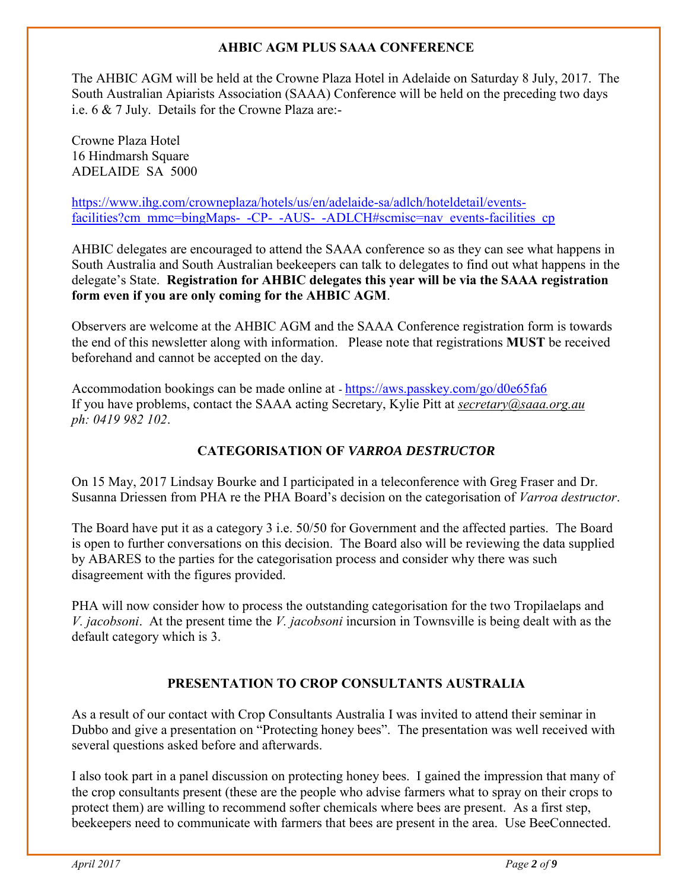## AHBIC AGM PLUS SAAA CONFERENCE

The AHBIC AGM will be held at the Crowne Plaza Hotel in Adelaide on Saturday 8 July, 2017. The South Australian Apiarists Association (SAAA) Conference will be held on the preceding two days i.e. 6 & 7 July. Details for the Crowne Plaza are:-

Crowne Plaza Hotel
16 Hindmarsh Square
ADELAIDE SA 5000

https://www.ihg.com/crowneplaza/hotels/us/en/adelaide-sa/adlch/hoteldetail/events-facilities?cm_mmc=bingMaps-_-CP-_-AUS-_-ADLCH#scmisc=nav_events-facilities_cp

AHBIC delegates are encouraged to attend the SAAA conference so as they can see what happens in South Australia and South Australian beekeepers can talk to delegates to find out what happens in the delegate's State. **Registration for AHBIC delegates this year will be via the SAAA registration form even if you are only coming for the AHBIC AGM**.

Observers are welcome at the AHBIC AGM and the SAAA Conference registration form is towards the end of this newsletter along with information. Please note that registrations **MUST** be received beforehand and cannot be accepted on the day.

Accommodation bookings can be made online at - https://aws.passkey.com/go/d0e65fa6
If you have problems, contact the SAAA acting Secretary, Kylie Pitt at *secretary@saaa.org.au*
*ph: 0419 982 102*.

## CATEGORISATION OF *VARROA DESTRUCTOR*

On 15 May, 2017 Lindsay Bourke and I participated in a teleconference with Greg Fraser and Dr. Susanna Driessen from PHA re the PHA Board's decision on the categorisation of *Varroa destructor*.

The Board have put it as a category 3 i.e. 50/50 for Government and the affected parties. The Board is open to further conversations on this decision. The Board also will be reviewing the data supplied by ABARES to the parties for the categorisation process and consider why there was such disagreement with the figures provided.

PHA will now consider how to process the outstanding categorisation for the two Tropilaelaps and *V. jacobsoni*. At the present time the *V. jacobsoni* incursion in Townsville is being dealt with as the default category which is 3.

## PRESENTATION TO CROP CONSULTANTS AUSTRALIA

As a result of our contact with Crop Consultants Australia I was invited to attend their seminar in Dubbo and give a presentation on "Protecting honey bees". The presentation was well received with several questions asked before and afterwards.

I also took part in a panel discussion on protecting honey bees. I gained the impression that many of the crop consultants present (these are the people who advise farmers what to spray on their crops to protect them) are willing to recommend softer chemicals where bees are present. As a first step, beekeepers need to communicate with farmers that bees are present in the area. Use BeeConnected.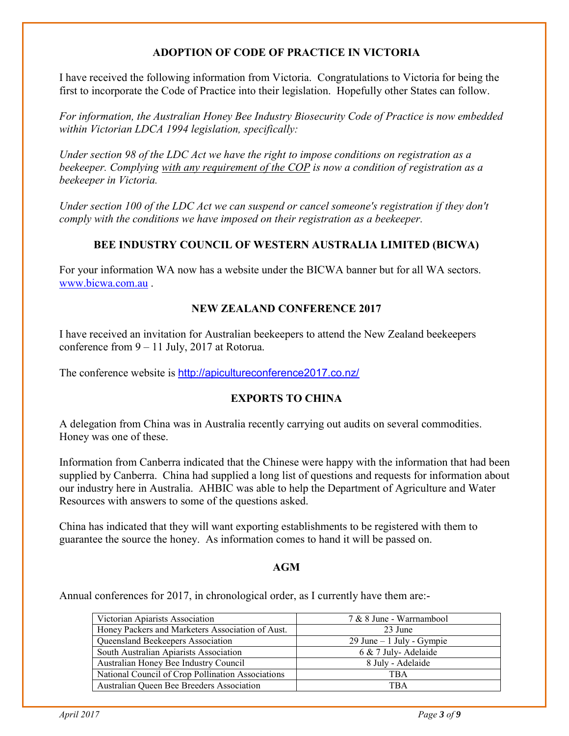## ADOPTION OF CODE OF PRACTICE IN VICTORIA

I have received the following information from Victoria. Congratulations to Victoria for being the first to incorporate the Code of Practice into their legislation. Hopefully other States can follow.

*For information, the Australian Honey Bee Industry Biosecurity Code of Practice is now embedded within Victorian LDCA 1994 legislation, specifically:*

*Under section 98 of the LDC Act we have the right to impose conditions on registration as a beekeeper. Complying with any requirement of the COP is now a condition of registration as a beekeeper in Victoria.*

*Under section 100 of the LDC Act we can suspend or cancel someone's registration if they don't comply with the conditions we have imposed on their registration as a beekeeper.*

## BEE INDUSTRY COUNCIL OF WESTERN AUSTRALIA LIMITED (BICWA)

For your information WA now has a website under the BICWA banner but for all WA sectors. www.bicwa.com.au .

## NEW ZEALAND CONFERENCE 2017

I have received an invitation for Australian beekeepers to attend the New Zealand beekeepers conference from 9 – 11 July, 2017 at Rotorua.

The conference website is http://apicultureconference2017.co.nz/

## EXPORTS TO CHINA

A delegation from China was in Australia recently carrying out audits on several commodities. Honey was one of these.

Information from Canberra indicated that the Chinese were happy with the information that had been supplied by Canberra. China had supplied a long list of questions and requests for information about our industry here in Australia. AHBIC was able to help the Department of Agriculture and Water Resources with answers to some of the questions asked.

China has indicated that they will want exporting establishments to be registered with them to guarantee the source the honey. As information comes to hand it will be passed on.

## AGM

Annual conferences for 2017, in chronological order, as I currently have them are:-

| Organisation | Date |
|---|---|
| Victorian Apiarists Association | 7 & 8 June - Warrnambool |
| Honey Packers and Marketers Association of Aust. | 23 June |
| Queensland Beekeepers Association | 29 June – 1 July - Gympie |
| South Australian Apiarists Association | 6 & 7 July- Adelaide |
| Australian Honey Bee Industry Council | 8 July - Adelaide |
| National Council of Crop Pollination Associations | TBA |
| Australian Queen Bee Breeders Association | TBA |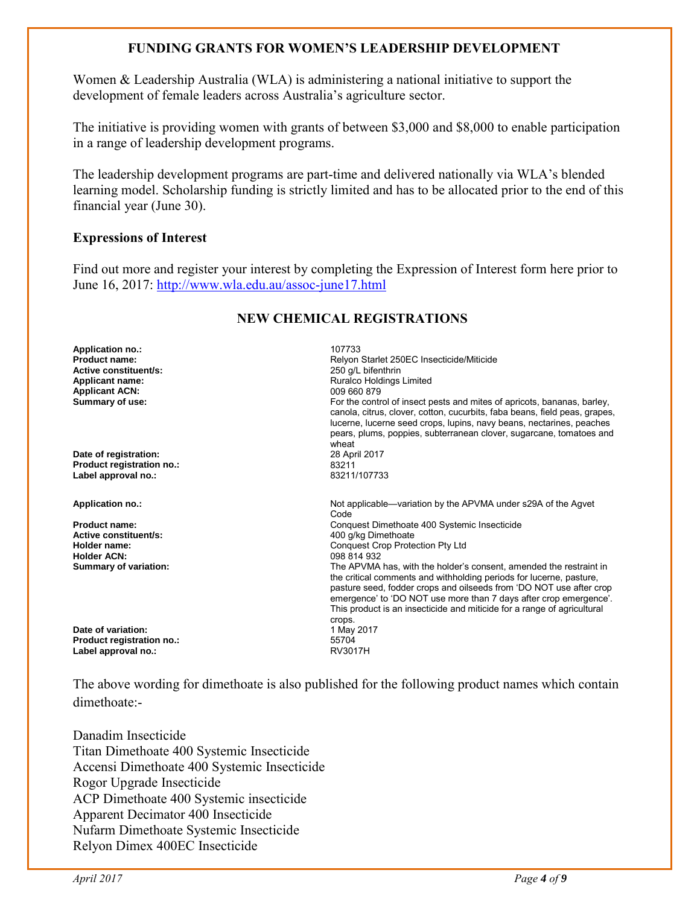## FUNDING GRANTS FOR WOMEN'S LEADERSHIP DEVELOPMENT

Women & Leadership Australia (WLA) is administering a national initiative to support the development of female leaders across Australia's agriculture sector.

The initiative is providing women with grants of between $3,000 and $8,000 to enable participation in a range of leadership development programs.

The leadership development programs are part-time and delivered nationally via WLA's blended learning model. Scholarship funding is strictly limited and has to be allocated prior to the end of this financial year (June 30).

### Expressions of Interest

Find out more and register your interest by completing the Expression of Interest form here prior to June 16, 2017: [http://www.wla.edu.au/assoc-june17.html](http://www.wla.edu.au/assoc-june17.html)

## NEW CHEMICAL REGISTRATIONS

| | |
|---|---|
| **Application no.:** | 107733 |
| **Product name:** | Relyon Starlet 250EC Insecticide/Miticide |
| **Active constituent/s:** | 250 g/L bifenthrin |
| **Applicant name:** | Ruralco Holdings Limited |
| **Applicant ACN:** | 009 660 879 |
| **Summary of use:** | For the control of insect pests and mites of apricots, bananas, barley, canola, citrus, clover, cotton, cucurbits, faba beans, field peas, grapes, lucerne, lucerne seed crops, lupins, navy beans, nectarines, peaches pears, plums, poppies, subterranean clover, sugarcane, tomatoes and wheat |
| **Date of registration:** | 28 April 2017 |
| **Product registration no.:** | 83211 |
| **Label approval no.:** | 83211/107733 |

| | |
|---|---|
| **Application no.:** | Not applicable—variation by the APVMA under s29A of the Agvet Code |
| **Product name:** | Conquest Dimethoate 400 Systemic Insecticide |
| **Active constituent/s:** | 400 g/kg Dimethoate |
| **Holder name:** | Conquest Crop Protection Pty Ltd |
| **Holder ACN:** | 098 814 932 |
| **Summary of variation:** | The APVMA has, with the holder's consent, amended the restraint in the critical comments and withholding periods for lucerne, pasture, pasture seed, fodder crops and oilseeds from 'DO NOT use after crop emergence' to 'DO NOT use more than 7 days after crop emergence'. This product is an insecticide and miticide for a range of agricultural crops. |
| **Date of variation:** | 1 May 2017 |
| **Product registration no.:** | 55704 |
| **Label approval no.:** | RV3017H |

The above wording for dimethoate is also published for the following product names which contain dimethoate:-

Danadim Insecticide
Titan Dimethoate 400 Systemic Insecticide
Accensi Dimethoate 400 Systemic Insecticide
Rogor Upgrade Insecticide
ACP Dimethoate 400 Systemic insecticide
Apparent Decimator 400 Insecticide
Nufarm Dimethoate Systemic Insecticide
Relyon Dimex 400EC Insecticide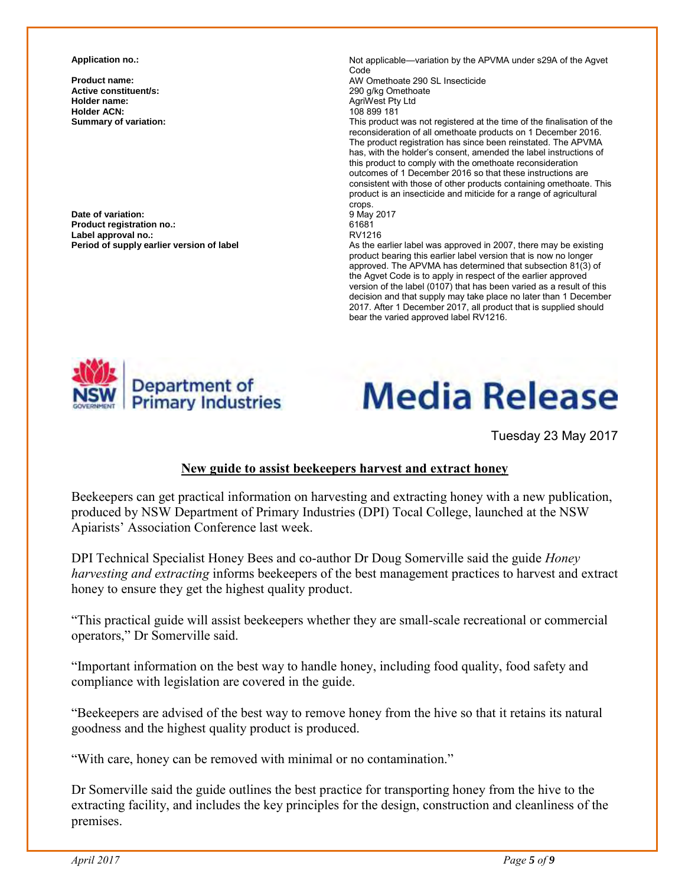| | |
|---|---|
| **Application no.:** | Not applicable—variation by the APVMA under s29A of the Agvet Code |
| **Product name:** | AW Omethoate 290 SL Insecticide |
| **Active constituent/s:** | 290 g/kg Omethoate |
| **Holder name:** | AgriWest Pty Ltd |
| **Holder ACN:** | 108 899 181 |
| **Summary of variation:** | This product was not registered at the time of the finalisation of the reconsideration of all omethoate products on 1 December 2016. The product registration has since been reinstated. The APVMA has, with the holder's consent, amended the label instructions of this product to comply with the omethoate reconsideration outcomes of 1 December 2016 so that these instructions are consistent with those of other products containing omethoate. This product is an insecticide and miticide for a range of agricultural crops. |
| **Date of variation:** | 9 May 2017 |
| **Product registration no.:** | 61681 |
| **Label approval no.:** | RV1216 |
| **Period of supply earlier version of label** | As the earlier label was approved in 2007, there may be existing product bearing this earlier label version that is now no longer approved. The APVMA has determined that subsection 81(3) of the Agvet Code is to apply in respect of the earlier approved version of the label (0107) that has been varied as a result of this decision and that supply may take place no later than 1 December 2017. After 1 December 2017, all product that is supplied should bear the varied approved label RV1216. |

NSW Department of Primary Industries

# Media Release

Tuesday 23 May 2017

## New guide to assist beekeepers harvest and extract honey

Beekeepers can get practical information on harvesting and extracting honey with a new publication, produced by NSW Department of Primary Industries (DPI) Tocal College, launched at the NSW Apiarists' Association Conference last week.

DPI Technical Specialist Honey Bees and co-author Dr Doug Somerville said the guide *Honey harvesting and extracting* informs beekeepers of the best management practices to harvest and extract honey to ensure they get the highest quality product.

"This practical guide will assist beekeepers whether they are small-scale recreational or commercial operators," Dr Somerville said.

"Important information on the best way to handle honey, including food quality, food safety and compliance with legislation are covered in the guide.

"Beekeepers are advised of the best way to remove honey from the hive so that it retains its natural goodness and the highest quality product is produced.

"With care, honey can be removed with minimal or no contamination."

Dr Somerville said the guide outlines the best practice for transporting honey from the hive to the extracting facility, and includes the key principles for the design, construction and cleanliness of the premises.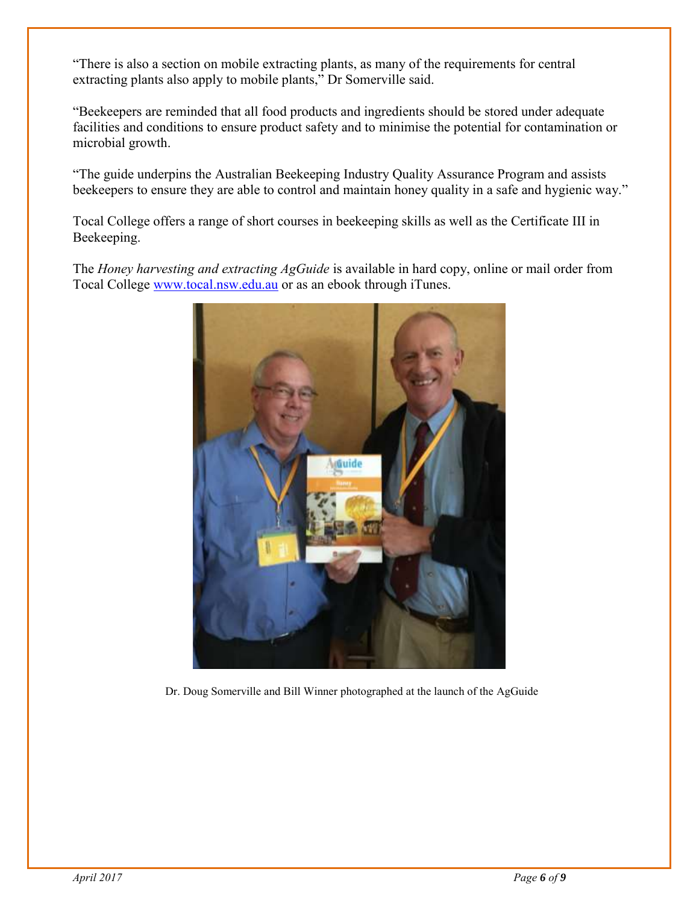"There is also a section on mobile extracting plants, as many of the requirements for central extracting plants also apply to mobile plants," Dr Somerville said.

"Beekeepers are reminded that all food products and ingredients should be stored under adequate facilities and conditions to ensure product safety and to minimise the potential for contamination or microbial growth.

"The guide underpins the Australian Beekeeping Industry Quality Assurance Program and assists beekeepers to ensure they are able to control and maintain honey quality in a safe and hygienic way."

Tocal College offers a range of short courses in beekeeping skills as well as the Certificate III in Beekeeping.

The *Honey harvesting and extracting AgGuide* is available in hard copy, online or mail order from Tocal College [www.tocal.nsw.edu.au](http://www.tocal.nsw.edu.au) or as an ebook through iTunes.

Dr. Doug Somerville and Bill Winner photographed at the launch of the AgGuide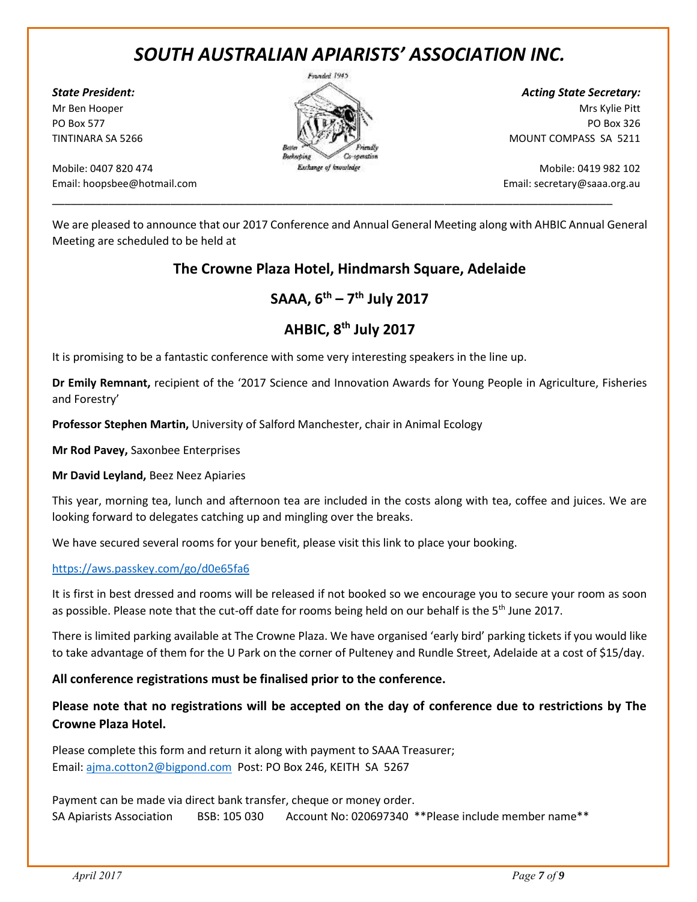# *SOUTH AUSTRALIAN APIARISTS' ASSOCIATION INC.*

***State President:***
Mr Ben Hooper
PO Box 577
TINTINARA SA 5266

Mobile: 0407 820 474
Email: hoopsbee@hotmail.com

***Acting State Secretary:***
Mrs Kylie Pitt
PO Box 326
MOUNT COMPASS SA 5211

Mobile: 0419 982 102
Email: secretary@saaa.org.au

Founded 1945
Better Beekeeping · Friendly Co-operation · Exchange of knowledge

---

We are pleased to announce that our 2017 Conference and Annual General Meeting along with AHBIC Annual General Meeting are scheduled to be held at

## The Crowne Plaza Hotel, Hindmarsh Square, Adelaide

## SAAA, 6th – 7th July 2017

## AHBIC, 8th July 2017

It is promising to be a fantastic conference with some very interesting speakers in the line up.

**Dr Emily Remnant,** recipient of the '2017 Science and Innovation Awards for Young People in Agriculture, Fisheries and Forestry'

**Professor Stephen Martin,** University of Salford Manchester, chair in Animal Ecology

**Mr Rod Pavey,** Saxonbee Enterprises

**Mr David Leyland,** Beez Neez Apiaries

This year, morning tea, lunch and afternoon tea are included in the costs along with tea, coffee and juices. We are looking forward to delegates catching up and mingling over the breaks.

We have secured several rooms for your benefit, please visit this link to place your booking.

https://aws.passkey.com/go/d0e65fa6

It is first in best dressed and rooms will be released if not booked so we encourage you to secure your room as soon as possible. Please note that the cut-off date for rooms being held on our behalf is the 5th June 2017.

There is limited parking available at The Crowne Plaza. We have organised 'early bird' parking tickets if you would like to take advantage of them for the U Park on the corner of Pulteney and Rundle Street, Adelaide at a cost of $15/day.

**All conference registrations must be finalised prior to the conference.**

**Please note that no registrations will be accepted on the day of conference due to restrictions by The Crowne Plaza Hotel.**

Please complete this form and return it along with payment to SAAA Treasurer;
Email: ajma.cotton2@bigpond.com Post: PO Box 246, KEITH SA 5267

Payment can be made via direct bank transfer, cheque or money order.
SA Apiarists Association BSB: 105 030 Account No: 020697340 **Please include member name**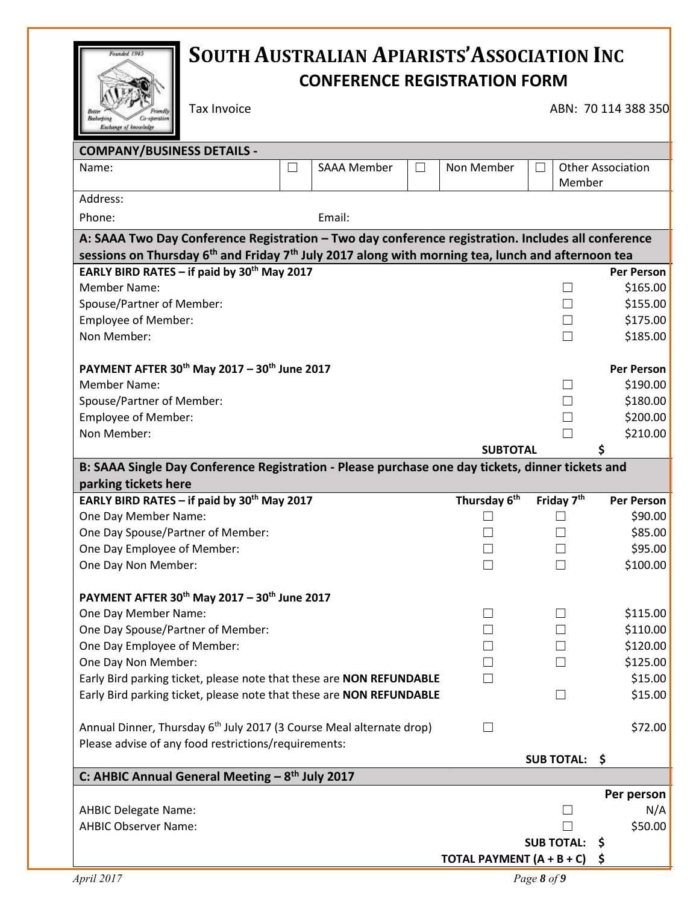# SOUTH AUSTRALIAN APIARISTS' ASSOCIATION INC

## CONFERENCE REGISTRATION FORM

Tax Invoice ABN: 70 114 388 350

| COMPANY/BUSINESS DETAILS - | | | | | | |
|---|---|---|---|---|---|---|
| Name: | ☐ | SAAA Member | ☐ | Non Member | ☐ | Other Association Member |
| Address: | | | | | | |
| Phone: | | Email: | | | | |

**A: SAAA Two Day Conference Registration – Two day conference registration. Includes all conference sessions on Thursday 6th and Friday 7th July 2017 along with morning tea, lunch and afternoon tea**

| EARLY BIRD RATES – if paid by 30th May 2017 | | Per Person |
|---|---|---|
| Member Name: | ☐ | $165.00 |
| Spouse/Partner of Member: | ☐ | $155.00 |
| Employee of Member: | ☐ | $175.00 |
| Non Member: | ☐ | $185.00 |
| **PAYMENT AFTER 30th May 2017 – 30th June 2017** | | **Per Person** |
| Member Name: | ☐ | $190.00 |
| Spouse/Partner of Member: | ☐ | $180.00 |
| Employee of Member: | ☐ | $200.00 |
| Non Member: | ☐ | $210.00 |
| **SUBTOTAL** | | **$** |

**B: SAAA Single Day Conference Registration - Please purchase one day tickets, dinner tickets and parking tickets here**

| EARLY BIRD RATES – if paid by 30th May 2017 | Thursday 6th | Friday 7th | Per Person |
|---|---|---|---|
| One Day Member Name: | ☐ | ☐ | $90.00 |
| One Day Spouse/Partner of Member: | ☐ | ☐ | $85.00 |
| One Day Employee of Member: | ☐ | ☐ | $95.00 |
| One Day Non Member: | ☐ | ☐ | $100.00 |
| **PAYMENT AFTER 30th May 2017 – 30th June 2017** | | | |
| One Day Member Name: | ☐ | ☐ | $115.00 |
| One Day Spouse/Partner of Member: | ☐ | ☐ | $110.00 |
| One Day Employee of Member: | ☐ | ☐ | $120.00 |
| One Day Non Member: | ☐ | ☐ | $125.00 |
| Early Bird parking ticket, please note that these are **NON REFUNDABLE** | ☐ | | $15.00 |
| Early Bird parking ticket, please note that these are **NON REFUNDABLE** | | ☐ | $15.00 |
| Annual Dinner, Thursday 6th July 2017 (3 Course Meal alternate drop) | ☐ | | $72.00 |
| Please advise of any food restrictions/requirements: | | | |
| | | **SUB TOTAL:** | **$** |

**C: AHBIC Annual General Meeting – 8th July 2017**

| | | Per person |
|---|---|---|
| AHBIC Delegate Name: | ☐ | N/A |
| AHBIC Observer Name: | ☐ | $50.00 |
| | **SUB TOTAL:** | **$** |
| | **TOTAL PAYMENT (A + B + C)** | **$** |

*April 2017*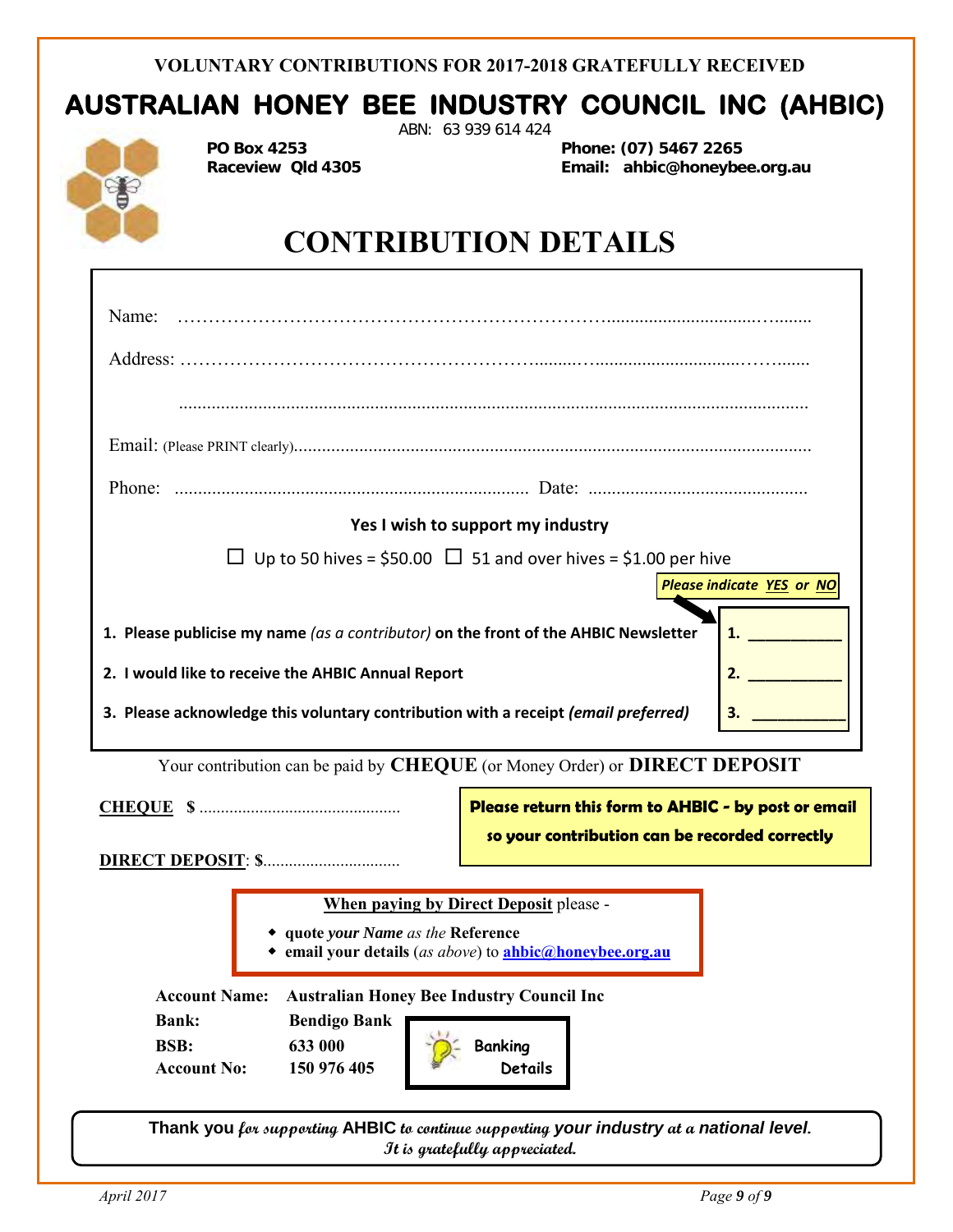VOLUNTARY CONTRIBUTIONS FOR 2017-2018 GRATEFULLY RECEIVED

# AUSTRALIAN HONEY BEE INDUSTRY COUNCIL INC (AHBIC)

ABN: 63 939 614 424

**PO Box 4253**
**Raceview Qld 4305**

**Phone: (07) 5467 2265**
**Email: ahbic@honeybee.org.au**

# CONTRIBUTION DETAILS

Name: ……………………………………………………………………………………………

Address: ………………………………………………………………………………………

……………………………………………………………………………………………………

Email: (Please PRINT clearly)…………………………………………………………………

Phone: ……………………………………………… Date: ………………………………

**Yes I wish to support my industry**

☐ Up to 50 hives = $50.00 ☐ 51 and over hives = $1.00 per hive

***Please indicate YES or NO***

**1. Please publicise my name** *(as a contributor)* **on the front of the AHBIC Newsletter** — **1.** ________

**2. I would like to receive the AHBIC Annual Report** — **2.** ________

**3. Please acknowledge this voluntary contribution with a receipt** ***(email preferred)*** — **3.** ________

Your contribution can be paid by **CHEQUE** (or Money Order) or **DIRECT DEPOSIT**

**CHEQUE $** ………………………………

**DIRECT DEPOSIT: $**………………………

**Please return this form to AHBIC - by post or email so your contribution can be recorded correctly**

**When paying by Direct Deposit** please -

- **quote** ***your Name*** *as the* **Reference**
- **email your details** (*as above*) to **ahbic@honeybee.org.au**

| | |
|---|---|
| **Account Name:** | **Australian Honey Bee Industry Council Inc** |
| **Bank:** | **Bendigo Bank** |
| **BSB:** | **633 000** |
| **Account No:** | **150 976 405** |

Banking Details

**Thank you** *for supporting* **AHBIC** *to continue supporting* ***your industry*** *at a* ***national level.***
*It is gratefully appreciated.*

*April 2017*